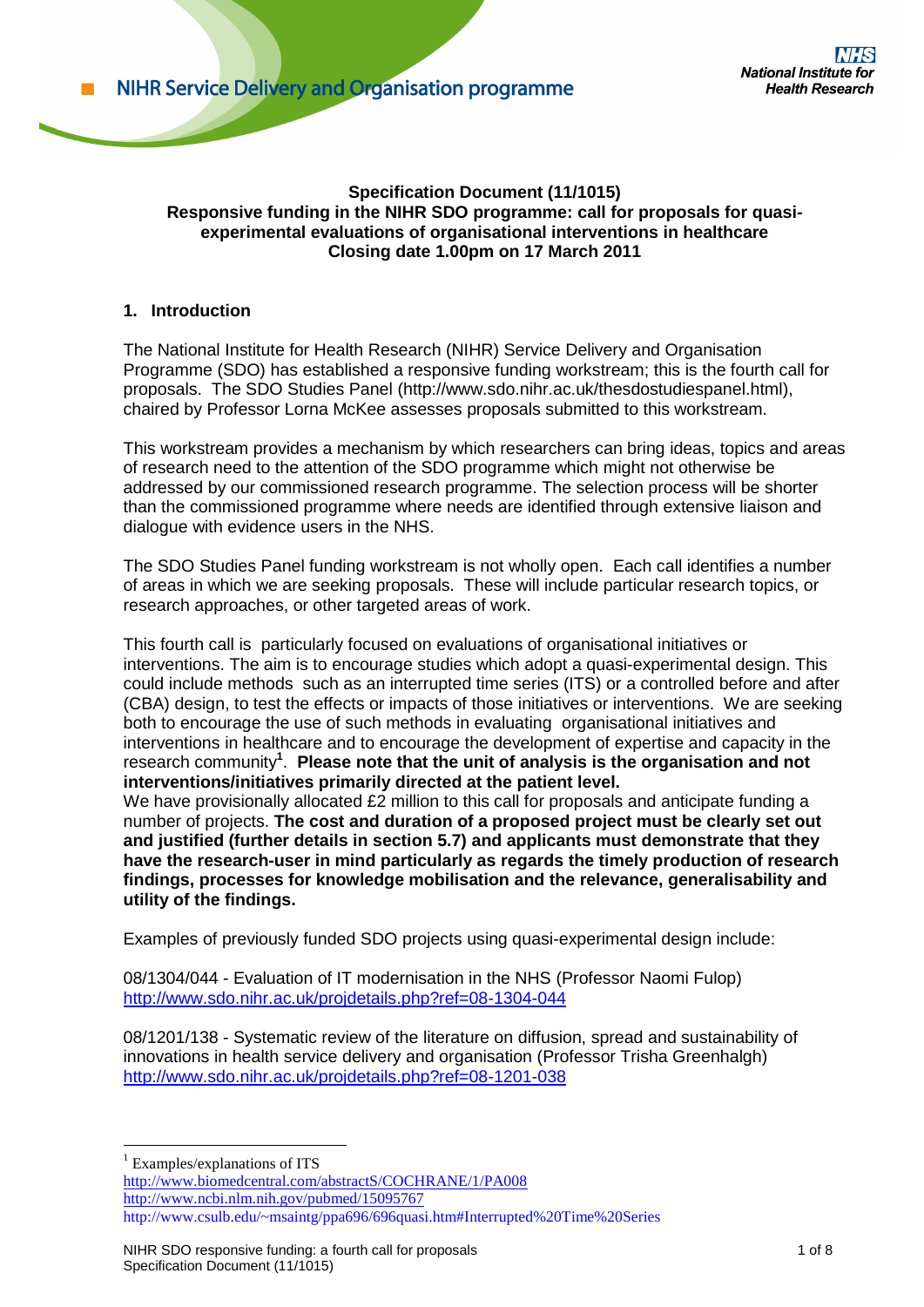**Specification Document (11/1015)**
**Responsive funding in the NIHR SDO programme: call for proposals for quasi-experimental evaluations of organisational interventions in healthcare**
**Closing date 1.00pm on 17 March 2011**

## 1. Introduction

The National Institute for Health Research (NIHR) Service Delivery and Organisation Programme (SDO) has established a responsive funding workstream; this is the fourth call for proposals. The SDO Studies Panel (http://www.sdo.nihr.ac.uk/thesdostudiespanel.html), chaired by Professor Lorna McKee assesses proposals submitted to this workstream.

This workstream provides a mechanism by which researchers can bring ideas, topics and areas of research need to the attention of the SDO programme which might not otherwise be addressed by our commissioned research programme. The selection process will be shorter than the commissioned programme where needs are identified through extensive liaison and dialogue with evidence users in the NHS.

The SDO Studies Panel funding workstream is not wholly open. Each call identifies a number of areas in which we are seeking proposals. These will include particular research topics, or research approaches, or other targeted areas of work.

This fourth call is particularly focused on evaluations of organisational initiatives or interventions. The aim is to encourage studies which adopt a quasi-experimental design. This could include methods such as an interrupted time series (ITS) or a controlled before and after (CBA) design, to test the effects or impacts of those initiatives or interventions. We are seeking both to encourage the use of such methods in evaluating organisational initiatives and interventions in healthcare and to encourage the development of expertise and capacity in the research community[1]. **Please note that the unit of analysis is the organisation and not interventions/initiatives primarily directed at the patient level.**

We have provisionally allocated £2 million to this call for proposals and anticipate funding a number of projects. **The cost and duration of a proposed project must be clearly set out and justified (further details in section 5.7) and applicants must demonstrate that they have the research-user in mind particularly as regards the timely production of research findings, processes for knowledge mobilisation and the relevance, generalisability and utility of the findings.**

Examples of previously funded SDO projects using quasi-experimental design include:

08/1304/044 - Evaluation of IT modernisation in the NHS (Professor Naomi Fulop)
http://www.sdo.nihr.ac.uk/projdetails.php?ref=08-1304-044

08/1201/138 - Systematic review of the literature on diffusion, spread and sustainability of innovations in health service delivery and organisation (Professor Trisha Greenhalgh)
http://www.sdo.nihr.ac.uk/projdetails.php?ref=08-1201-038

---

[1] Examples/explanations of ITS
http://www.biomedcentral.com/abstractS/COCHRANE/1/PA008
http://www.ncbi.nlm.nih.gov/pubmed/15095767
http://www.csulb.edu/~msaintg/ppa696/696quasi.htm#Interrupted%20Time%20Series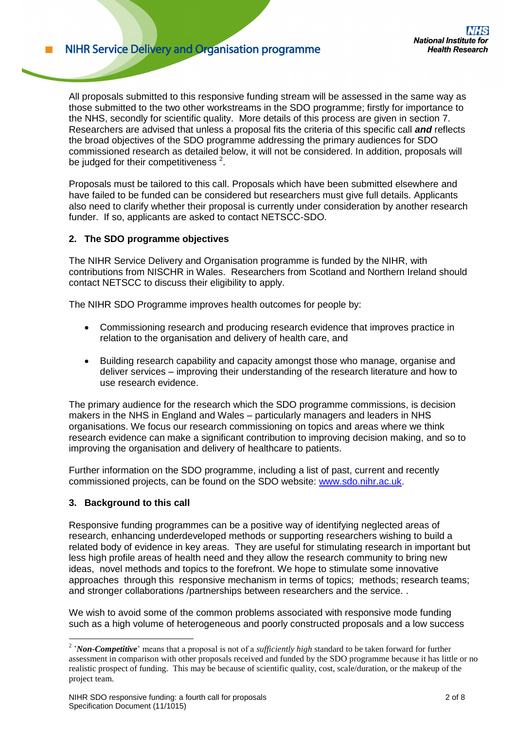All proposals submitted to this responsive funding stream will be assessed in the same way as those submitted to the two other workstreams in the SDO programme; firstly for importance to the NHS, secondly for scientific quality. More details of this process are given in section 7. Researchers are advised that unless a proposal fits the criteria of this specific call ***and*** reflects the broad objectives of the SDO programme addressing the primary audiences for SDO commissioned research as detailed below, it will not be considered. In addition, proposals will be judged for their competitiveness [2].

Proposals must be tailored to this call. Proposals which have been submitted elsewhere and have failed to be funded can be considered but researchers must give full details. Applicants also need to clarify whether their proposal is currently under consideration by another research funder. If so, applicants are asked to contact NETSCC-SDO.

## 2. The SDO programme objectives

The NIHR Service Delivery and Organisation programme is funded by the NIHR, with contributions from NISCHR in Wales. Researchers from Scotland and Northern Ireland should contact NETSCC to discuss their eligibility to apply.

The NIHR SDO Programme improves health outcomes for people by:

- Commissioning research and producing research evidence that improves practice in relation to the organisation and delivery of health care, and
- Building research capability and capacity amongst those who manage, organise and deliver services – improving their understanding of the research literature and how to use research evidence.

The primary audience for the research which the SDO programme commissions, is decision makers in the NHS in England and Wales – particularly managers and leaders in NHS organisations. We focus our research commissioning on topics and areas where we think research evidence can make a significant contribution to improving decision making, and so to improving the organisation and delivery of healthcare to patients.

Further information on the SDO programme, including a list of past, current and recently commissioned projects, can be found on the SDO website: www.sdo.nihr.ac.uk.

## 3. Background to this call

Responsive funding programmes can be a positive way of identifying neglected areas of research, enhancing underdeveloped methods or supporting researchers wishing to build a related body of evidence in key areas. They are useful for stimulating research in important but less high profile areas of health need and they allow the research community to bring new ideas, novel methods and topics to the forefront. We hope to stimulate some innovative approaches through this responsive mechanism in terms of topics; methods; research teams; and stronger collaborations /partnerships between researchers and the service. .

We wish to avoid some of the common problems associated with responsive mode funding such as a high volume of heterogeneous and poorly constructed proposals and a low success

---

[2] '***Non-Competitive***' means that a proposal is not of a *sufficiently high* standard to be taken forward for further assessment in comparison with other proposals received and funded by the SDO programme because it has little or no realistic prospect of funding. This may be because of scientific quality, cost, scale/duration, or the makeup of the project team.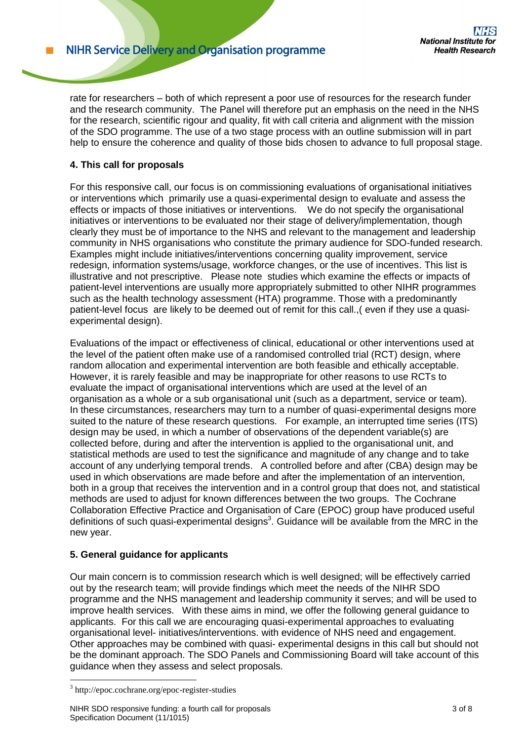rate for researchers – both of which represent a poor use of resources for the research funder and the research community. The Panel will therefore put an emphasis on the need in the NHS for the research, scientific rigour and quality, fit with call criteria and alignment with the mission of the SDO programme. The use of a two stage process with an outline submission will in part help to ensure the coherence and quality of those bids chosen to advance to full proposal stage.

**4. This call for proposals**

For this responsive call, our focus is on commissioning evaluations of organisational initiatives or interventions which primarily use a quasi-experimental design to evaluate and assess the effects or impacts of those initiatives or interventions. We do not specify the organisational initiatives or interventions to be evaluated nor their stage of delivery/implementation, though clearly they must be of importance to the NHS and relevant to the management and leadership community in NHS organisations who constitute the primary audience for SDO-funded research. Examples might include initiatives/interventions concerning quality improvement, service redesign, information systems/usage, workforce changes, or the use of incentives. This list is illustrative and not prescriptive. Please note studies which examine the effects or impacts of patient-level interventions are usually more appropriately submitted to other NIHR programmes such as the health technology assessment (HTA) programme. Those with a predominantly patient-level focus are likely to be deemed out of remit for this call.,( even if they use a quasi-experimental design).

Evaluations of the impact or effectiveness of clinical, educational or other interventions used at the level of the patient often make use of a randomised controlled trial (RCT) design, where random allocation and experimental intervention are both feasible and ethically acceptable. However, it is rarely feasible and may be inappropriate for other reasons to use RCTs to evaluate the impact of organisational interventions which are used at the level of an organisation as a whole or a sub organisational unit (such as a department, service or team). In these circumstances, researchers may turn to a number of quasi-experimental designs more suited to the nature of these research questions. For example, an interrupted time series (ITS) design may be used, in which a number of observations of the dependent variable(s) are collected before, during and after the intervention is applied to the organisational unit, and statistical methods are used to test the significance and magnitude of any change and to take account of any underlying temporal trends. A controlled before and after (CBA) design may be used in which observations are made before and after the implementation of an intervention, both in a group that receives the intervention and in a control group that does not, and statistical methods are used to adjust for known differences between the two groups. The Cochrane Collaboration Effective Practice and Organisation of Care (EPOC) group have produced useful definitions of such quasi-experimental designs[3]. Guidance will be available from the MRC in the new year.

**5. General guidance for applicants**

Our main concern is to commission research which is well designed; will be effectively carried out by the research team; will provide findings which meet the needs of the NIHR SDO programme and the NHS management and leadership community it serves; and will be used to improve health services. With these aims in mind, we offer the following general guidance to applicants. For this call we are encouraging quasi-experimental approaches to evaluating organisational level- initiatives/interventions. with evidence of NHS need and engagement. Other approaches may be combined with quasi- experimental designs in this call but should not be the dominant approach. The SDO Panels and Commissioning Board will take account of this guidance when they assess and select proposals.

[3] http://epoc.cochrane.org/epoc-register-studies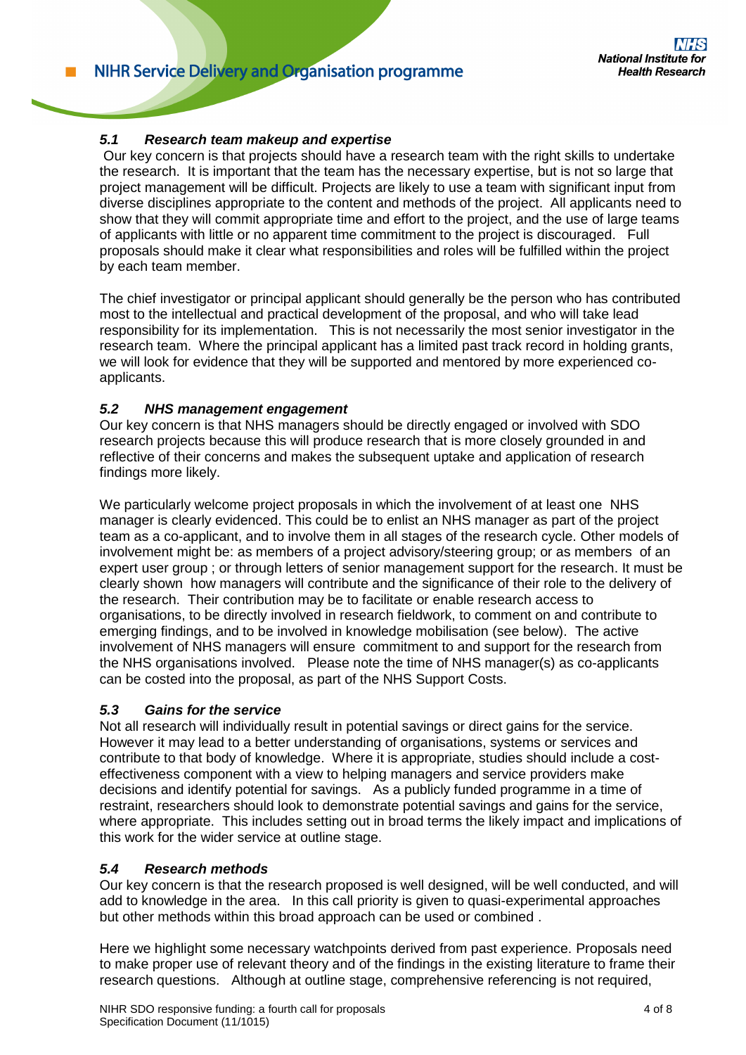### *5.1 Research team makeup and expertise*

Our key concern is that projects should have a research team with the right skills to undertake the research. It is important that the team has the necessary expertise, but is not so large that project management will be difficult. Projects are likely to use a team with significant input from diverse disciplines appropriate to the content and methods of the project. All applicants need to show that they will commit appropriate time and effort to the project, and the use of large teams of applicants with little or no apparent time commitment to the project is discouraged. Full proposals should make it clear what responsibilities and roles will be fulfilled within the project by each team member.

The chief investigator or principal applicant should generally be the person who has contributed most to the intellectual and practical development of the proposal, and who will take lead responsibility for its implementation. This is not necessarily the most senior investigator in the research team. Where the principal applicant has a limited past track record in holding grants, we will look for evidence that they will be supported and mentored by more experienced co-applicants.

### *5.2 NHS management engagement*

Our key concern is that NHS managers should be directly engaged or involved with SDO research projects because this will produce research that is more closely grounded in and reflective of their concerns and makes the subsequent uptake and application of research findings more likely.

We particularly welcome project proposals in which the involvement of at least one NHS manager is clearly evidenced. This could be to enlist an NHS manager as part of the project team as a co-applicant, and to involve them in all stages of the research cycle. Other models of involvement might be: as members of a project advisory/steering group; or as members of an expert user group ; or through letters of senior management support for the research. It must be clearly shown how managers will contribute and the significance of their role to the delivery of the research. Their contribution may be to facilitate or enable research access to organisations, to be directly involved in research fieldwork, to comment on and contribute to emerging findings, and to be involved in knowledge mobilisation (see below). The active involvement of NHS managers will ensure commitment to and support for the research from the NHS organisations involved. Please note the time of NHS manager(s) as co-applicants can be costed into the proposal, as part of the NHS Support Costs.

### *5.3 Gains for the service*

Not all research will individually result in potential savings or direct gains for the service. However it may lead to a better understanding of organisations, systems or services and contribute to that body of knowledge. Where it is appropriate, studies should include a cost-effectiveness component with a view to helping managers and service providers make decisions and identify potential for savings. As a publicly funded programme in a time of restraint, researchers should look to demonstrate potential savings and gains for the service, where appropriate. This includes setting out in broad terms the likely impact and implications of this work for the wider service at outline stage.

### *5.4 Research methods*

Our key concern is that the research proposed is well designed, will be well conducted, and will add to knowledge in the area. In this call priority is given to quasi-experimental approaches but other methods within this broad approach can be used or combined .

Here we highlight some necessary watchpoints derived from past experience. Proposals need to make proper use of relevant theory and of the findings in the existing literature to frame their research questions. Although at outline stage, comprehensive referencing is not required,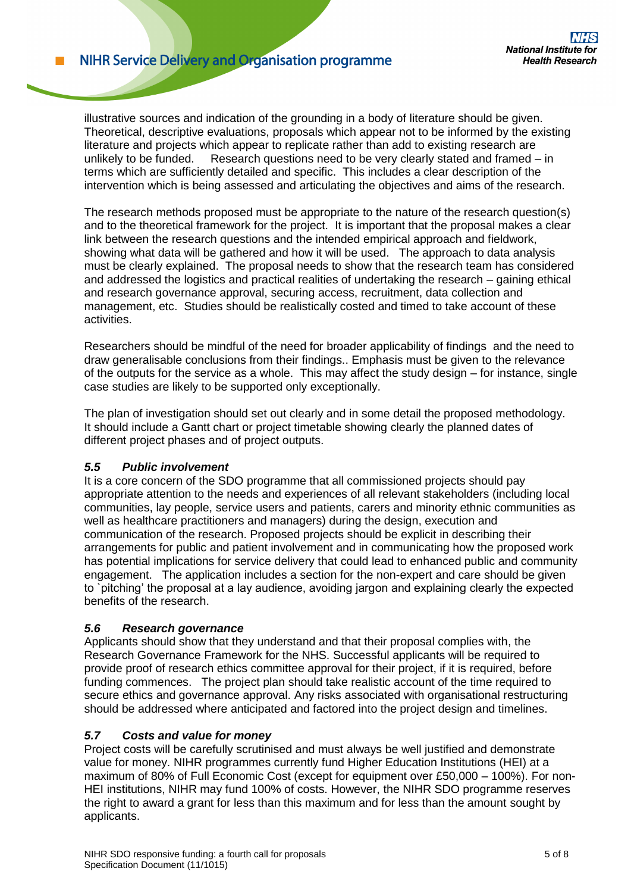illustrative sources and indication of the grounding in a body of literature should be given. Theoretical, descriptive evaluations, proposals which appear not to be informed by the existing literature and projects which appear to replicate rather than add to existing research are unlikely to be funded. Research questions need to be very clearly stated and framed – in terms which are sufficiently detailed and specific. This includes a clear description of the intervention which is being assessed and articulating the objectives and aims of the research.

The research methods proposed must be appropriate to the nature of the research question(s) and to the theoretical framework for the project. It is important that the proposal makes a clear link between the research questions and the intended empirical approach and fieldwork, showing what data will be gathered and how it will be used. The approach to data analysis must be clearly explained. The proposal needs to show that the research team has considered and addressed the logistics and practical realities of undertaking the research – gaining ethical and research governance approval, securing access, recruitment, data collection and management, etc. Studies should be realistically costed and timed to take account of these activities.

Researchers should be mindful of the need for broader applicability of findings and the need to draw generalisable conclusions from their findings.. Emphasis must be given to the relevance of the outputs for the service as a whole. This may affect the study design – for instance, single case studies are likely to be supported only exceptionally.

The plan of investigation should set out clearly and in some detail the proposed methodology. It should include a Gantt chart or project timetable showing clearly the planned dates of different project phases and of project outputs.

### *5.5 Public involvement*

It is a core concern of the SDO programme that all commissioned projects should pay appropriate attention to the needs and experiences of all relevant stakeholders (including local communities, lay people, service users and patients, carers and minority ethnic communities as well as healthcare practitioners and managers) during the design, execution and communication of the research. Proposed projects should be explicit in describing their arrangements for public and patient involvement and in communicating how the proposed work has potential implications for service delivery that could lead to enhanced public and community engagement. The application includes a section for the non-expert and care should be given to `pitching' the proposal at a lay audience, avoiding jargon and explaining clearly the expected benefits of the research.

### *5.6 Research governance*

Applicants should show that they understand and that their proposal complies with, the Research Governance Framework for the NHS. Successful applicants will be required to provide proof of research ethics committee approval for their project, if it is required, before funding commences. The project plan should take realistic account of the time required to secure ethics and governance approval. Any risks associated with organisational restructuring should be addressed where anticipated and factored into the project design and timelines.

### *5.7 Costs and value for money*

Project costs will be carefully scrutinised and must always be well justified and demonstrate value for money. NIHR programmes currently fund Higher Education Institutions (HEI) at a maximum of 80% of Full Economic Cost (except for equipment over £50,000 – 100%). For non-HEI institutions, NIHR may fund 100% of costs. However, the NIHR SDO programme reserves the right to award a grant for less than this maximum and for less than the amount sought by applicants.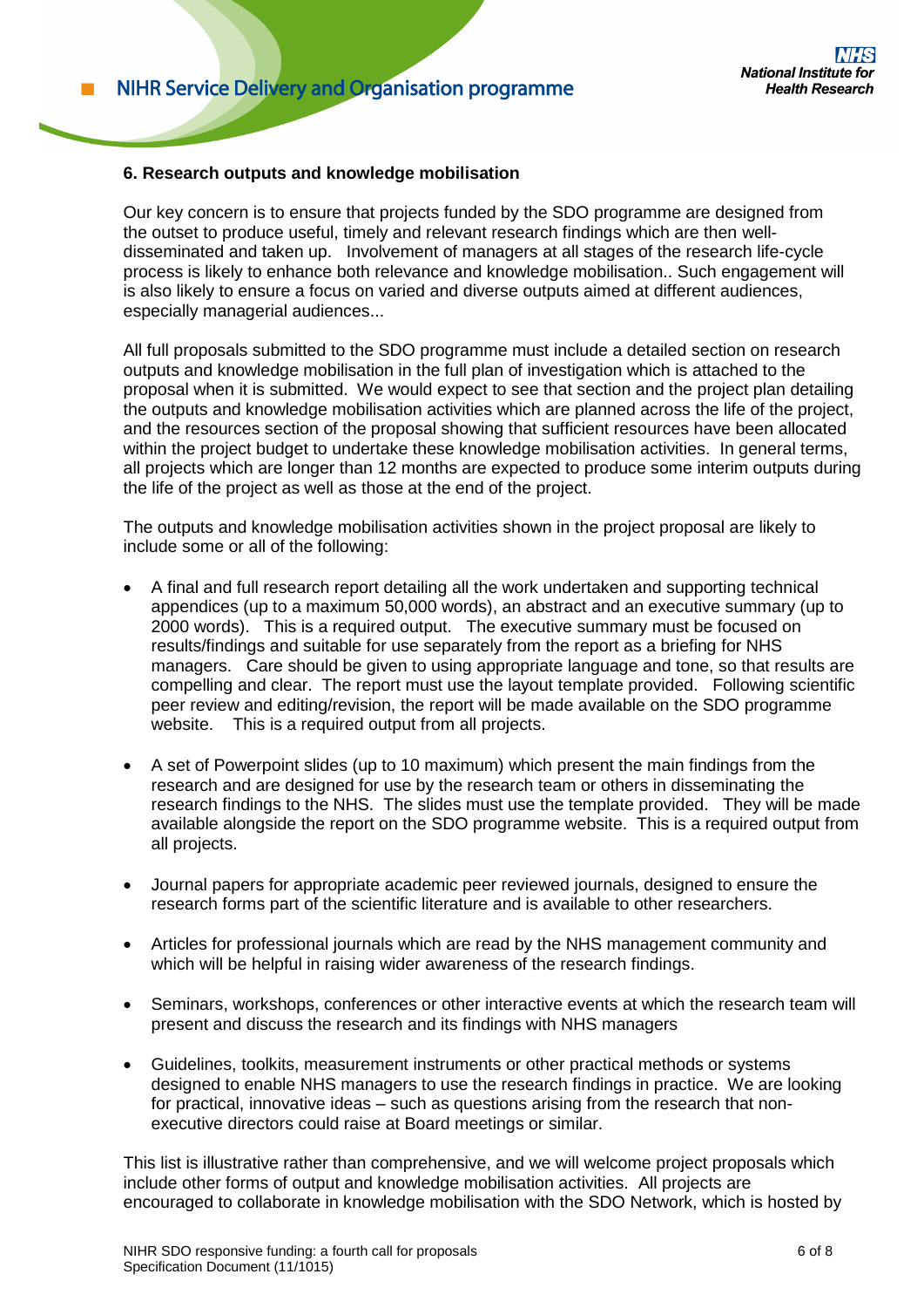**6. Research outputs and knowledge mobilisation**

Our key concern is to ensure that projects funded by the SDO programme are designed from the outset to produce useful, timely and relevant research findings which are then well-disseminated and taken up. Involvement of managers at all stages of the research life-cycle process is likely to enhance both relevance and knowledge mobilisation.. Such engagement will is also likely to ensure a focus on varied and diverse outputs aimed at different audiences, especially managerial audiences...

All full proposals submitted to the SDO programme must include a detailed section on research outputs and knowledge mobilisation in the full plan of investigation which is attached to the proposal when it is submitted. We would expect to see that section and the project plan detailing the outputs and knowledge mobilisation activities which are planned across the life of the project, and the resources section of the proposal showing that sufficient resources have been allocated within the project budget to undertake these knowledge mobilisation activities. In general terms, all projects which are longer than 12 months are expected to produce some interim outputs during the life of the project as well as those at the end of the project.

The outputs and knowledge mobilisation activities shown in the project proposal are likely to include some or all of the following:

- A final and full research report detailing all the work undertaken and supporting technical appendices (up to a maximum 50,000 words), an abstract and an executive summary (up to 2000 words). This is a required output. The executive summary must be focused on results/findings and suitable for use separately from the report as a briefing for NHS managers. Care should be given to using appropriate language and tone, so that results are compelling and clear. The report must use the layout template provided. Following scientific peer review and editing/revision, the report will be made available on the SDO programme website. This is a required output from all projects.

- A set of Powerpoint slides (up to 10 maximum) which present the main findings from the research and are designed for use by the research team or others in disseminating the research findings to the NHS. The slides must use the template provided. They will be made available alongside the report on the SDO programme website. This is a required output from all projects.

- Journal papers for appropriate academic peer reviewed journals, designed to ensure the research forms part of the scientific literature and is available to other researchers.

- Articles for professional journals which are read by the NHS management community and which will be helpful in raising wider awareness of the research findings.

- Seminars, workshops, conferences or other interactive events at which the research team will present and discuss the research and its findings with NHS managers

- Guidelines, toolkits, measurement instruments or other practical methods or systems designed to enable NHS managers to use the research findings in practice. We are looking for practical, innovative ideas – such as questions arising from the research that non-executive directors could raise at Board meetings or similar.

This list is illustrative rather than comprehensive, and we will welcome project proposals which include other forms of output and knowledge mobilisation activities. All projects are encouraged to collaborate in knowledge mobilisation with the SDO Network, which is hosted by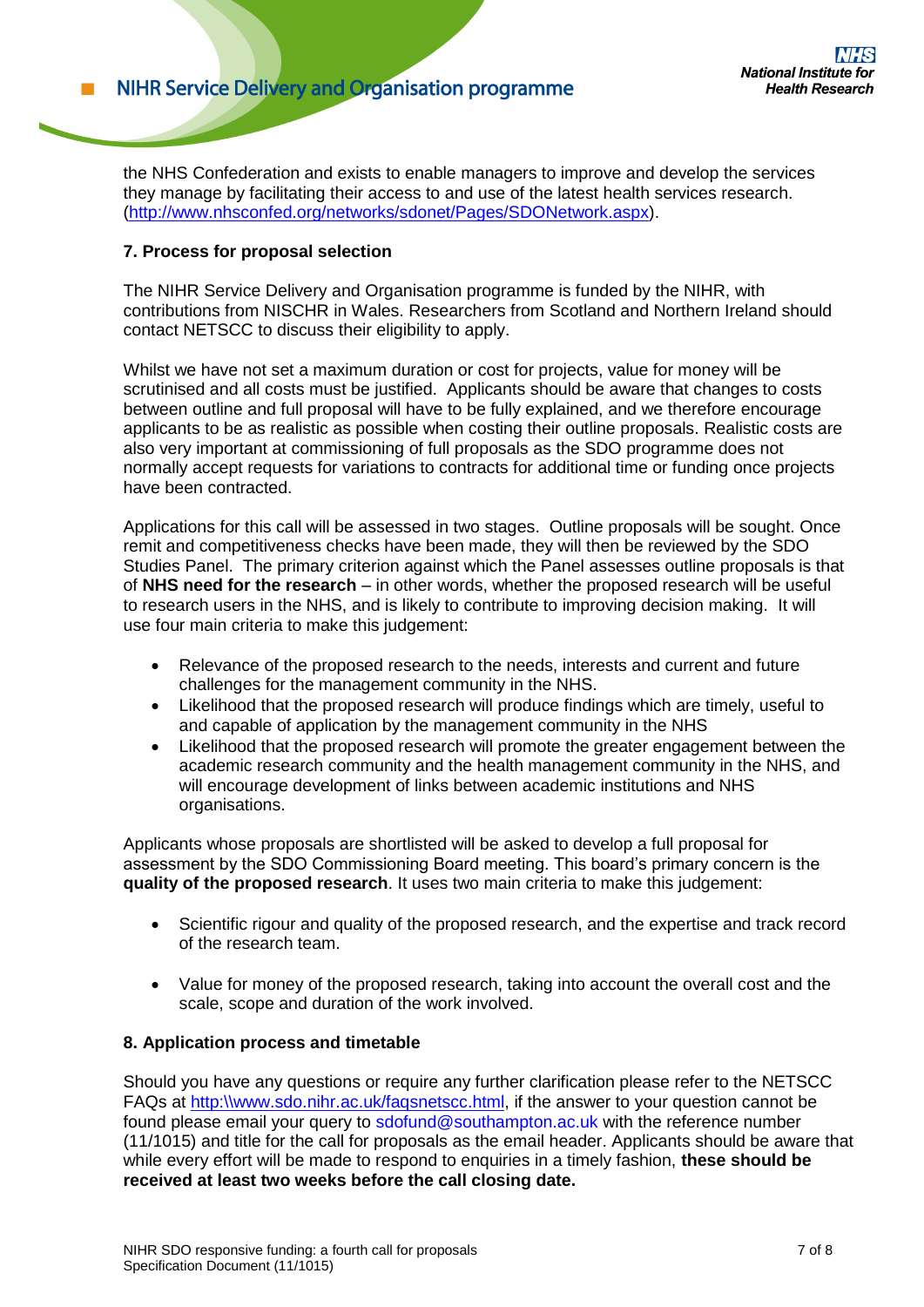the NHS Confederation and exists to enable managers to improve and develop the services they manage by facilitating their access to and use of the latest health services research. (http://www.nhsconfed.org/networks/sdonet/Pages/SDONetwork.aspx).

**7. Process for proposal selection**

The NIHR Service Delivery and Organisation programme is funded by the NIHR, with contributions from NISCHR in Wales. Researchers from Scotland and Northern Ireland should contact NETSCC to discuss their eligibility to apply.

Whilst we have not set a maximum duration or cost for projects, value for money will be scrutinised and all costs must be justified. Applicants should be aware that changes to costs between outline and full proposal will have to be fully explained, and we therefore encourage applicants to be as realistic as possible when costing their outline proposals. Realistic costs are also very important at commissioning of full proposals as the SDO programme does not normally accept requests for variations to contracts for additional time or funding once projects have been contracted.

Applications for this call will be assessed in two stages. Outline proposals will be sought. Once remit and competitiveness checks have been made, they will then be reviewed by the SDO Studies Panel. The primary criterion against which the Panel assesses outline proposals is that of **NHS need for the research** – in other words, whether the proposed research will be useful to research users in the NHS, and is likely to contribute to improving decision making. It will use four main criteria to make this judgement:

- Relevance of the proposed research to the needs, interests and current and future challenges for the management community in the NHS.
- Likelihood that the proposed research will produce findings which are timely, useful to and capable of application by the management community in the NHS
- Likelihood that the proposed research will promote the greater engagement between the academic research community and the health management community in the NHS, and will encourage development of links between academic institutions and NHS organisations.

Applicants whose proposals are shortlisted will be asked to develop a full proposal for assessment by the SDO Commissioning Board meeting. This board's primary concern is the **quality of the proposed research**. It uses two main criteria to make this judgement:

- Scientific rigour and quality of the proposed research, and the expertise and track record of the research team.
- Value for money of the proposed research, taking into account the overall cost and the scale, scope and duration of the work involved.

**8. Application process and timetable**

Should you have any questions or require any further clarification please refer to the NETSCC FAQs at http:\\www.sdo.nihr.ac.uk/faqsnetscc.html, if the answer to your question cannot be found please email your query to sdofund@southampton.ac.uk with the reference number (11/1015) and title for the call for proposals as the email header. Applicants should be aware that while every effort will be made to respond to enquiries in a timely fashion, **these should be received at least two weeks before the call closing date.**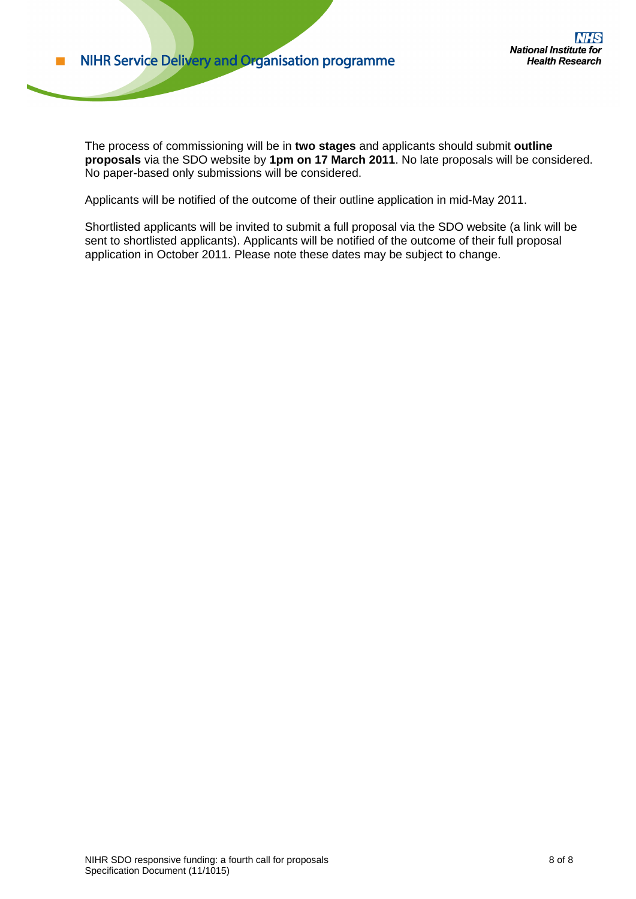The process of commissioning will be in **two stages** and applicants should submit **outline proposals** via the SDO website by **1pm on 17 March 2011**. No late proposals will be considered. No paper-based only submissions will be considered.

Applicants will be notified of the outcome of their outline application in mid-May 2011.

Shortlisted applicants will be invited to submit a full proposal via the SDO website (a link will be sent to shortlisted applicants). Applicants will be notified of the outcome of their full proposal application in October 2011. Please note these dates may be subject to change.